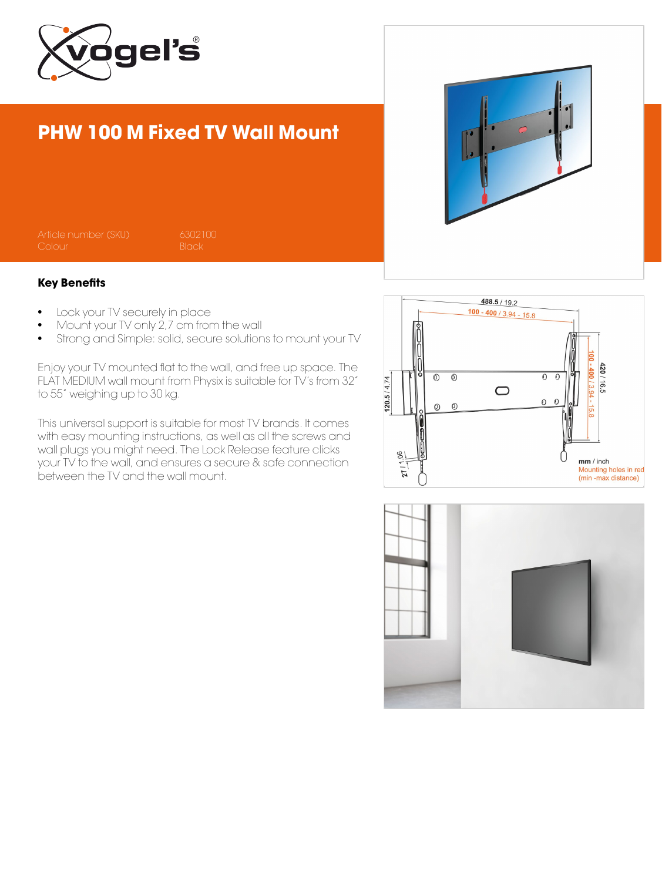# PHW 100 M Fixed TV Wall Mount

| | |
|---|---|
| Article number (SKU) | 6302100 |
| Colour | Black |

## Key Benefits

- Lock your TV securely in place
- Mount your TV only 2,7 cm from the wall
- Strong and Simple: solid, secure solutions to mount your TV

Enjoy your TV mounted flat to the wall, and free up space. The FLAT MEDIUM wall mount from Physix is suitable for TV's from 32" to 55" weighing up to 30 kg.

This universal support is suitable for most TV brands. It comes with easy mounting instructions, as well as all the screws and wall plugs you might need. The Lock Release feature clicks your TV to the wall, and ensures a secure & safe connection between the TV and the wall mount.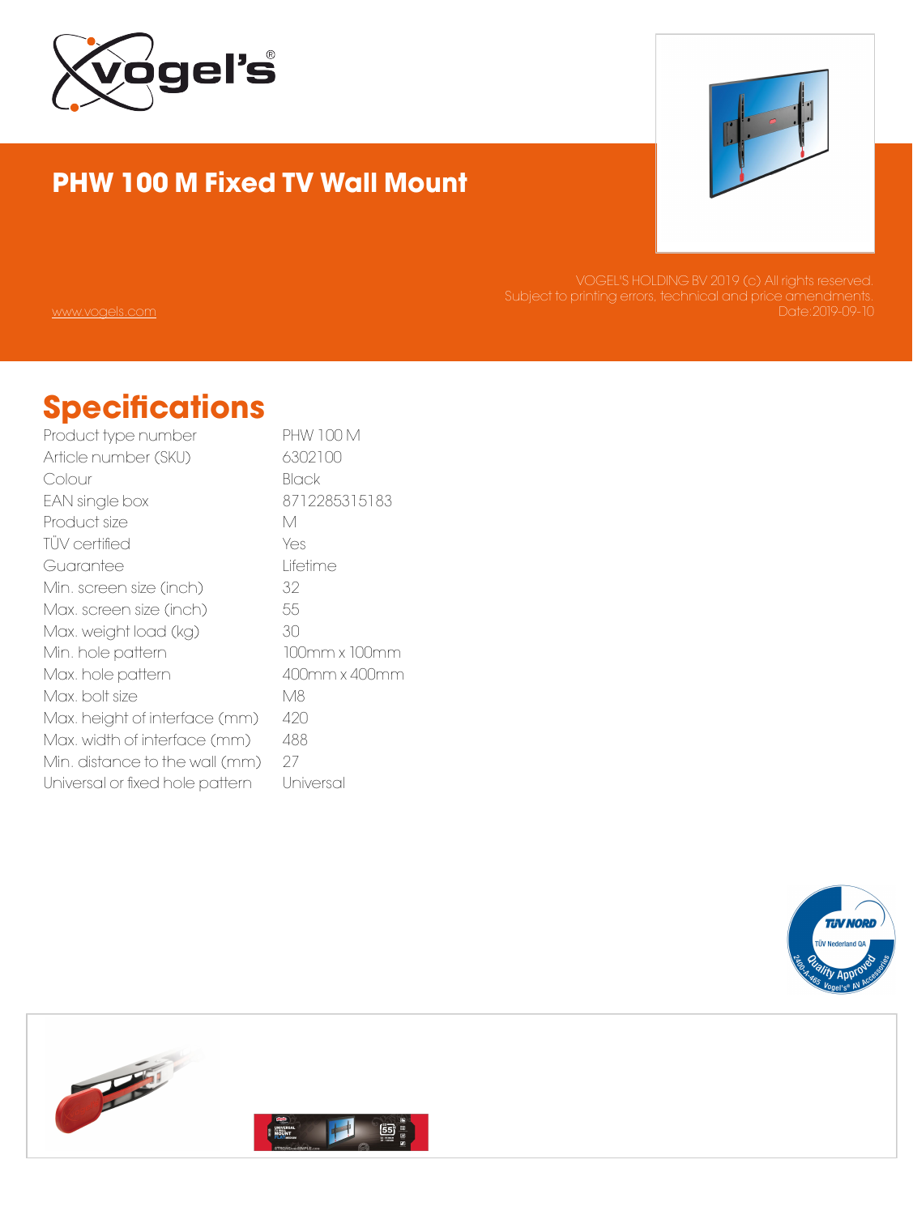# PHW 100 M Fixed TV Wall Mount

www.vogels.com

VOGEL'S HOLDING BV 2019 (c) All rights reserved.
Subject to printing errors, technical and price amendments.
Date:2019-09-10

## Specifications

| | |
|---|---|
| Product type number | PHW 100 M |
| Article number (SKU) | 6302100 |
| Colour | Black |
| EAN single box | 8712285315183 |
| Product size | M |
| TÜV certified | Yes |
| Guarantee | Lifetime |
| Min. screen size (inch) | 32 |
| Max. screen size (inch) | 55 |
| Max. weight load (kg) | 30 |
| Min. hole pattern | 100mm x 100mm |
| Max. hole pattern | 400mm x 400mm |
| Max. bolt size | M8 |
| Max. height of interface (mm) | 420 |
| Max. width of interface (mm) | 488 |
| Min. distance to the wall (mm) | 27 |
| Universal or fixed hole pattern | Universal |